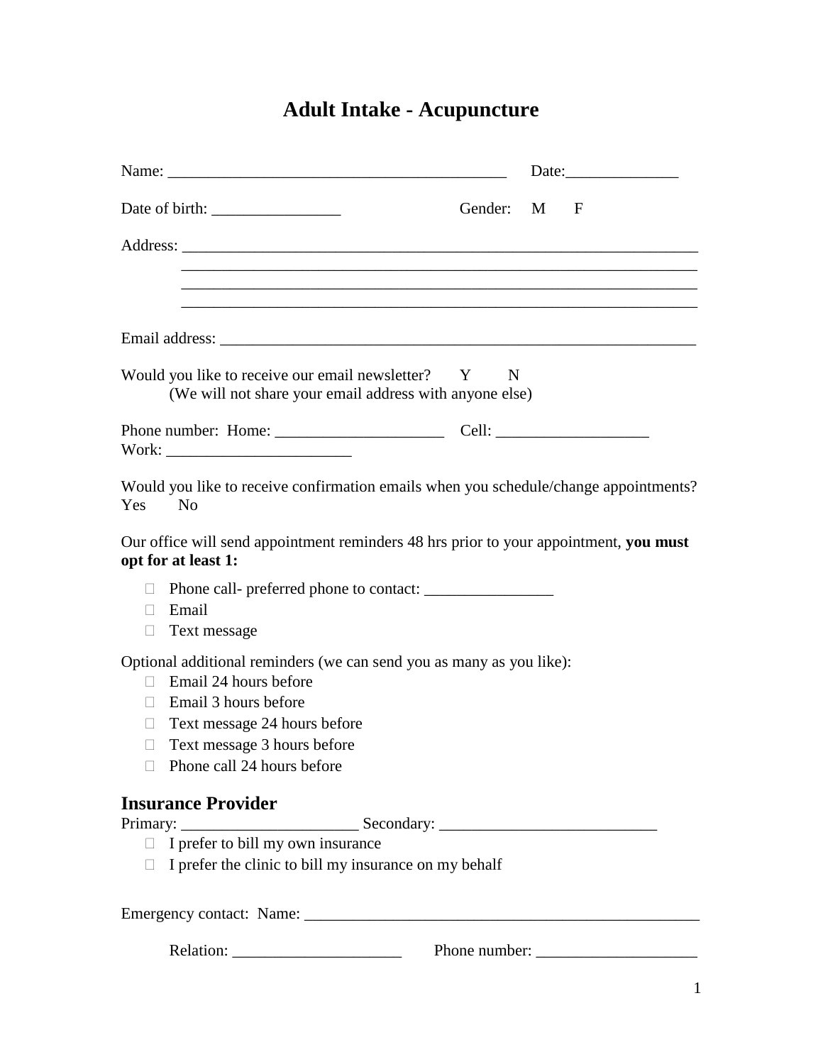# Adult Intake - Acupuncture

Name: ___________________________________________ Date:______________

Date of birth: ________________ Gender: M F

Address: ____________________________________________________________________
____________________________________________________________________
____________________________________________________________________
____________________________________________________________________

Email address: ______________________________________________________________

Would you like to receive our email newsletter? Y N
(We will not share your email address with anyone else)

Phone number: Home: _____________________ Cell: ___________________
Work: ________________________

Would you like to receive confirmation emails when you schedule/change appointments?
Yes No

Our office will send appointment reminders 48 hrs prior to your appointment, **you must opt for at least 1:**

- ☐ Phone call- preferred phone to contact: ________________
- ☐ Email
- ☐ Text message

Optional additional reminders (we can send you as many as you like):

- ☐ Email 24 hours before
- ☐ Email 3 hours before
- ☐ Text message 24 hours before
- ☐ Text message 3 hours before
- ☐ Phone call 24 hours before

## Insurance Provider

Primary: ______________________ Secondary: ___________________________

- ☐ I prefer to bill my own insurance
- ☐ I prefer the clinic to bill my insurance on my behalf

Emergency contact: Name: ___________________________________________________

Relation: _____________________ Phone number: ____________________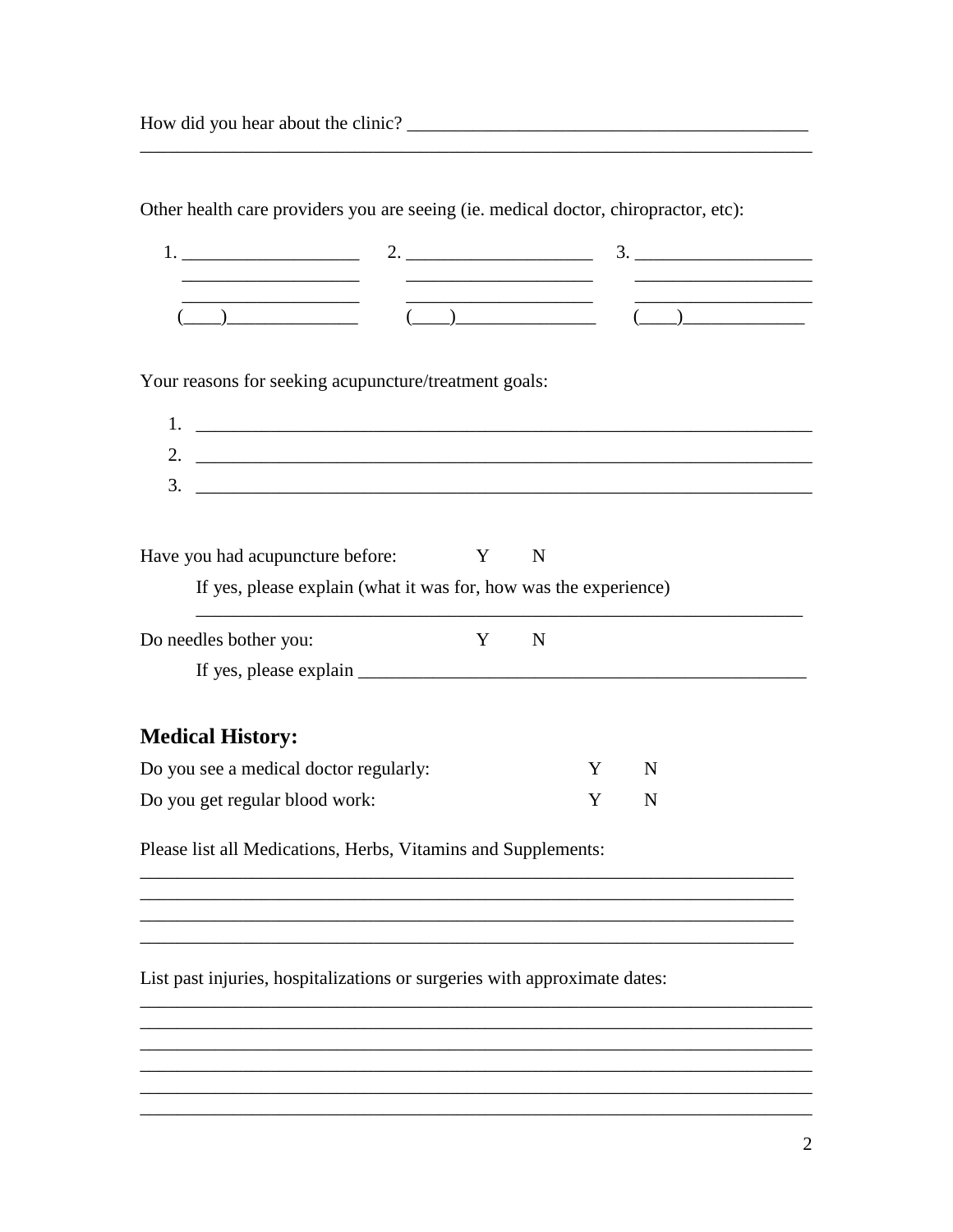How did you hear about the clinic? ____________________________________________
___________________________________________________________________________

Other health care providers you are seeing (ie. medical doctor, chiropractor, etc):

| 1. ___________________ | 2. ____________________ | 3. ___________________ |
| --- | --- | --- |
| ___________________ | ____________________ | ___________________ |
| ___________________ | ____________________ | ___________________ |
| (____)______________ | (____)_______________ | (____)_____________ |

Your reasons for seeking acupuncture/treatment goals:

1. ___________________________________________________________________
2. ___________________________________________________________________
3. ___________________________________________________________________

Have you had acupuncture before: Y N

If yes, please explain (what it was for, how was the experience)

___________________________________________________________________

Do needles bother you: Y N

If yes, please explain _________________________________________________

## Medical History:

Do you see a medical doctor regularly: Y N

Do you get regular blood work: Y N

Please list all Medications, Herbs, Vitamins and Supplements:

___________________________________________________________________________
___________________________________________________________________________
___________________________________________________________________________
___________________________________________________________________________

List past injuries, hospitalizations or surgeries with approximate dates:

___________________________________________________________________________
___________________________________________________________________________
___________________________________________________________________________
___________________________________________________________________________
___________________________________________________________________________
___________________________________________________________________________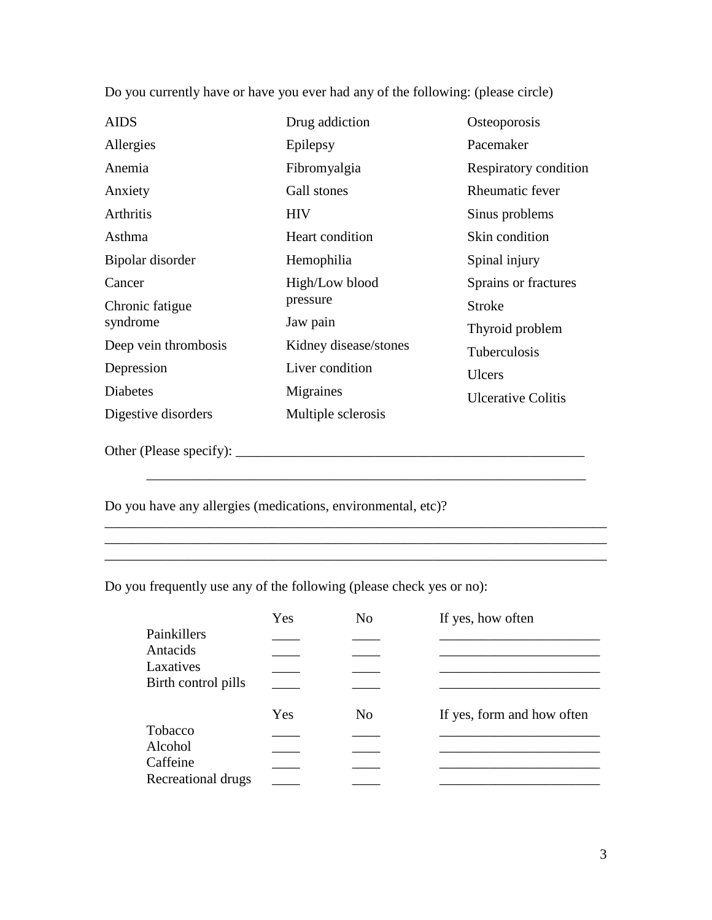Do you currently have or have you ever had any of the following: (please circle)

| | | |
|---|---|---|
| AIDS | Drug addiction | Osteoporosis |
| Allergies | Epilepsy | Pacemaker |
| Anemia | Fibromyalgia | Respiratory condition |
| Anxiety | Gall stones | Rheumatic fever |
| Arthritis | HIV | Sinus problems |
| Asthma | Heart condition | Skin condition |
| Bipolar disorder | Hemophilia | Spinal injury |
| Cancer | High/Low blood pressure | Sprains or fractures |
| Chronic fatigue syndrome | Jaw pain | Stroke |
| Deep vein thrombosis | Kidney disease/stones | Thyroid problem |
| Depression | Liver condition | Tuberculosis |
| Diabetes | Migraines | Ulcers |
| Digestive disorders | Multiple sclerosis | Ulcerative Colitis |

Other (Please specify): ____________________________________________________

_________________________________________________________________

Do you have any allergies (medications, environmental, etc)?

___________________________________________________________________________
___________________________________________________________________________
___________________________________________________________________________

Do you frequently use any of the following (please check yes or no):

| | Yes | No | If yes, how often |
|---|---|---|---|
| Painkillers | ____ | ____ | _______________________ |
| Antacids | ____ | ____ | _______________________ |
| Laxatives | ____ | ____ | _______________________ |
| Birth control pills | ____ | ____ | _______________________ |

| | Yes | No | If yes, form and how often |
|---|---|---|---|
| Tobacco | ____ | ____ | _______________________ |
| Alcohol | ____ | ____ | _______________________ |
| Caffeine | ____ | ____ | _______________________ |
| Recreational drugs | ____ | ____ | _______________________ |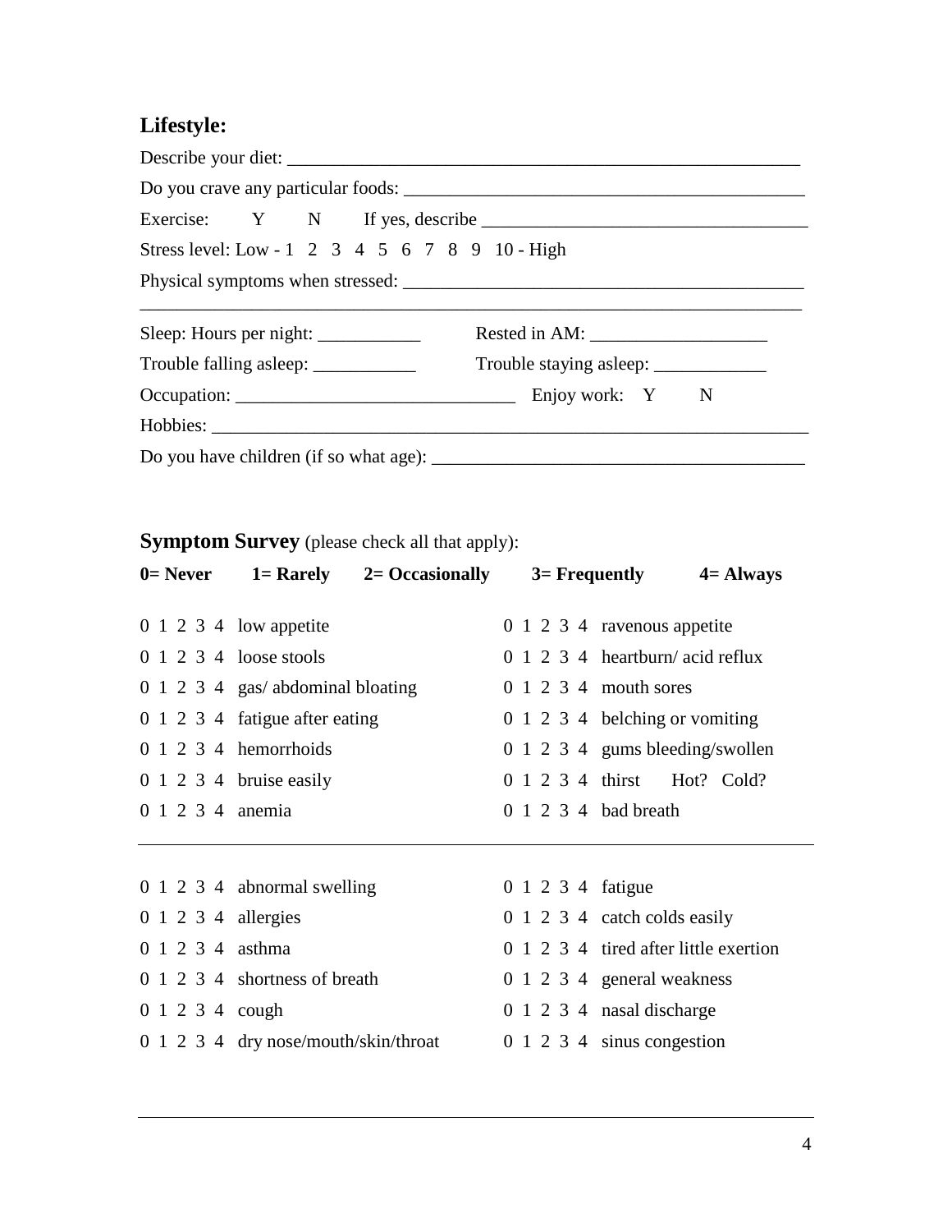## Lifestyle:

Describe your diet: ___________________________________________________________

Do you crave any particular foods: ____________________________________________

Exercise: Y N If yes, describe ___________________________________

Stress level: Low - 1 2 3 4 5 6 7 8 9 10 - High

Physical symptoms when stressed: ____________________________________________

_______________________________________________________________________

Sleep: Hours per night: ___________ Rested in AM: ___________________

Trouble falling asleep: ___________ Trouble staying asleep: ____________

Occupation: ______________________________ Enjoy work: Y N

Hobbies: _________________________________________________________________

Do you have children (if so what age): ________________________________________

## Symptom Survey (please check all that apply):

**0= Never 1= Rarely 2= Occasionally 3= Frequently 4= Always**

| | | | |
|---|---|---|---|
| 0 1 2 3 4 | low appetite | 0 1 2 3 4 | ravenous appetite |
| 0 1 2 3 4 | loose stools | 0 1 2 3 4 | heartburn/ acid reflux |
| 0 1 2 3 4 | gas/ abdominal bloating | 0 1 2 3 4 | mouth sores |
| 0 1 2 3 4 | fatigue after eating | 0 1 2 3 4 | belching or vomiting |
| 0 1 2 3 4 | hemorrhoids | 0 1 2 3 4 | gums bleeding/swollen |
| 0 1 2 3 4 | bruise easily | 0 1 2 3 4 | thirst Hot? Cold? |
| 0 1 2 3 4 | anemia | 0 1 2 3 4 | bad breath |

---

| | | | |
|---|---|---|---|
| 0 1 2 3 4 | abnormal swelling | 0 1 2 3 4 | fatigue |
| 0 1 2 3 4 | allergies | 0 1 2 3 4 | catch colds easily |
| 0 1 2 3 4 | asthma | 0 1 2 3 4 | tired after little exertion |
| 0 1 2 3 4 | shortness of breath | 0 1 2 3 4 | general weakness |
| 0 1 2 3 4 | cough | 0 1 2 3 4 | nasal discharge |
| 0 1 2 3 4 | dry nose/mouth/skin/throat | 0 1 2 3 4 | sinus congestion |

---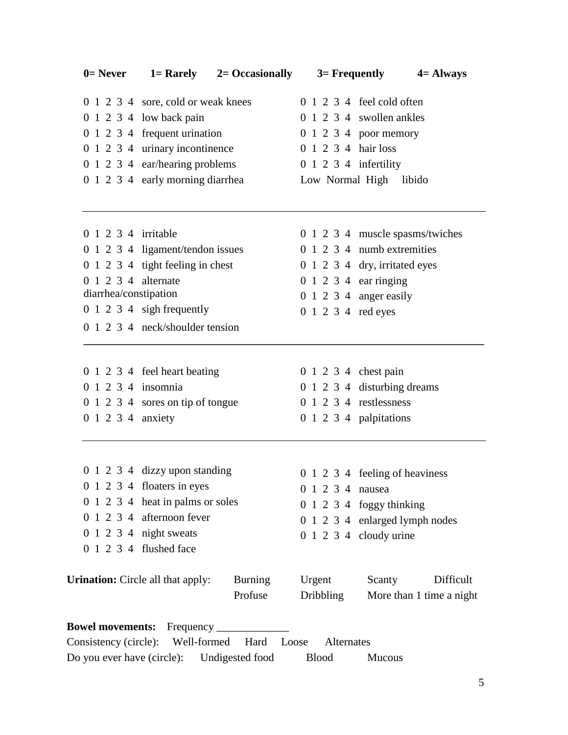**0= Never 1= Rarely 2= Occasionally 3= Frequently 4= Always**

0 1 2 3 4 sore, cold or weak knees
0 1 2 3 4 low back pain
0 1 2 3 4 frequent urination
0 1 2 3 4 urinary incontinence
0 1 2 3 4 ear/hearing problems
0 1 2 3 4 early morning diarrhea
0 1 2 3 4 feel cold often
0 1 2 3 4 swollen ankles
0 1 2 3 4 poor memory
0 1 2 3 4 hair loss
0 1 2 3 4 infertility
Low Normal High libido

---

0 1 2 3 4 irritable
0 1 2 3 4 ligament/tendon issues
0 1 2 3 4 tight feeling in chest
0 1 2 3 4 alternate diarrhea/constipation
0 1 2 3 4 sigh frequently
0 1 2 3 4 neck/shoulder tension
0 1 2 3 4 muscle spasms/twiches
0 1 2 3 4 numb extremities
0 1 2 3 4 dry, irritated eyes
0 1 2 3 4 ear ringing
0 1 2 3 4 anger easily
0 1 2 3 4 red eyes

---

0 1 2 3 4 feel heart beating
0 1 2 3 4 insomnia
0 1 2 3 4 sores on tip of tongue
0 1 2 3 4 anxiety
0 1 2 3 4 chest pain
0 1 2 3 4 disturbing dreams
0 1 2 3 4 restlessness
0 1 2 3 4 palpitations

---

0 1 2 3 4 dizzy upon standing
0 1 2 3 4 floaters in eyes
0 1 2 3 4 heat in palms or soles
0 1 2 3 4 afternoon fever
0 1 2 3 4 night sweats
0 1 2 3 4 flushed face
0 1 2 3 4 feeling of heaviness
0 1 2 3 4 nausea
0 1 2 3 4 foggy thinking
0 1 2 3 4 enlarged lymph nodes
0 1 2 3 4 cloudy urine

**Urination:** Circle all that apply: Burning Urgent Scanty Difficult Profuse Dribbling More than 1 time a night

**Bowel movements:** Frequency _____________
Consistency (circle): Well-formed Hard Loose Alternates
Do you ever have (circle): Undigested food Blood Mucous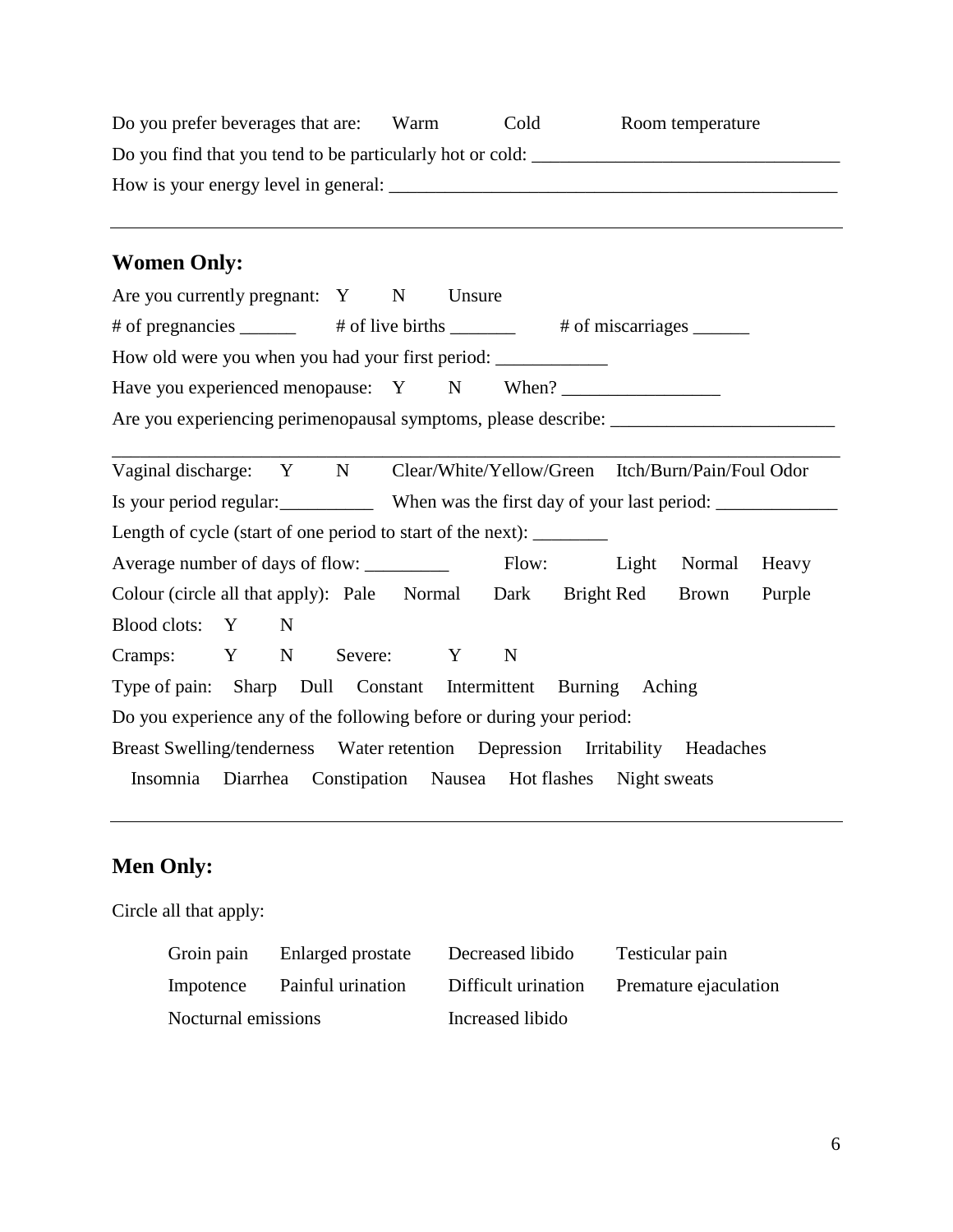Do you prefer beverages that are: Warm Cold Room temperature

Do you find that you tend to be particularly hot or cold: ________________________________

How is your energy level in general: ________________________________________________

---

## Women Only:

Are you currently pregnant: Y N Unsure

# of pregnancies ______ # of live births _______ # of miscarriages ______

How old were you when you had your first period: ____________

Have you experienced menopause: Y N When? _________________

Are you experiencing perimenopausal symptoms, please describe: ________________________

_____________________________________________________________________________

Vaginal discharge: Y N Clear/White/Yellow/Green Itch/Burn/Pain/Foul Odor

Is your period regular:__________ When was the first day of your last period: _____________

Length of cycle (start of one period to start of the next): ________

Average number of days of flow: _________ Flow: Light Normal Heavy

Colour (circle all that apply): Pale Normal Dark Bright Red Brown Purple

Blood clots: Y N

Cramps: Y N Severe: Y N

Type of pain: Sharp Dull Constant Intermittent Burning Aching

Do you experience any of the following before or during your period:

Breast Swelling/tenderness Water retention Depression Irritability Headaches

Insomnia Diarrhea Constipation Nausea Hot flashes Night sweats

---

## Men Only:

Circle all that apply:

| | | | |
|---|---|---|---|
| Groin pain | Enlarged prostate | Decreased libido | Testicular pain |
| Impotence | Painful urination | Difficult urination | Premature ejaculation |
| Nocturnal emissions | | Increased libido | |